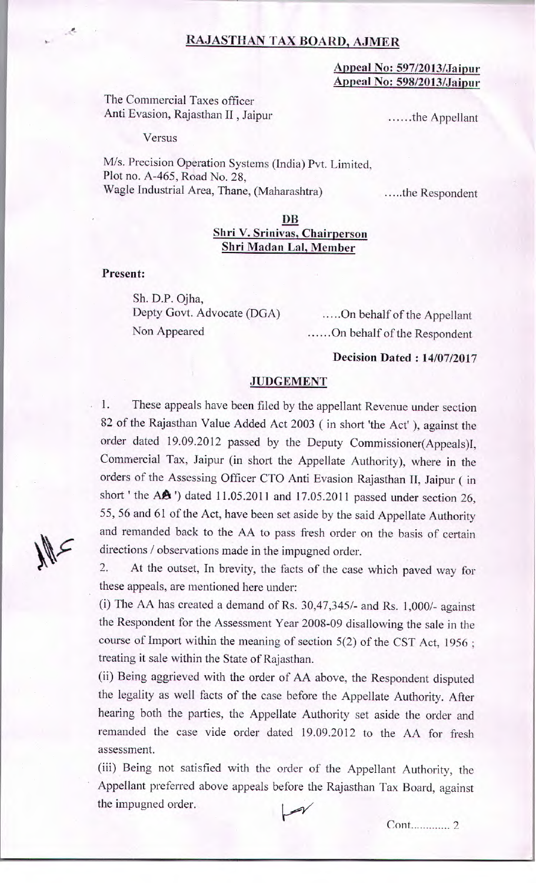# RAJASTHAN TAX BOARD, AJMER

**Appeal No: 597/2013/Jaipur**
**Appeal No: 598/2013/Jaipur**

The Commercial Taxes officer
Anti Evasion, Rajasthan II , Jaipur ......the Appellant

Versus

M/s. Precision Operation Systems (India) Pvt. Limited,
Plot no. A-465, Road No. 28,
Wagle Industrial Area, Thane, (Maharashtra) .....the Respondent

**DB**
**Shri V. Srinivas, Chairperson**
**Shri Madan Lal, Member**

**Present:**

Sh. D.P. Ojha,
Depty Govt. Advocate (DGA) .....On behalf of the Appellant
Non Appeared ......On behalf of the Respondent

**Decision Dated : 14/07/2017**

## JUDGEMENT

1. These appeals have been filed by the appellant Revenue under section 82 of the Rajasthan Value Added Act 2003 ( in short 'the Act' ), against the order dated 19.09.2012 passed by the Deputy Commissioner(Appeals)I, Commercial Tax, Jaipur (in short the Appellate Authority), where in the orders of the Assessing Officer CTO Anti Evasion Rajasthan II, Jaipur ( in short ' the AA ') dated 11.05.2011 and 17.05.2011 passed under section 26, 55, 56 and 61 of the Act, have been set aside by the said Appellate Authority and remanded back to the AA to pass fresh order on the basis of certain directions / observations made in the impugned order.

2. At the outset, In brevity, the facts of the case which paved way for these appeals, are mentioned here under:

(i) The AA has created a demand of Rs. 30,47,345/- and Rs. 1,000/- against the Respondent for the Assessment Year 2008-09 disallowing the sale in the course of Import within the meaning of section 5(2) of the CST Act, 1956 ; treating it sale within the State of Rajasthan.

(ii) Being aggrieved with the order of AA above, the Respondent disputed the legality as well facts of the case before the Appellate Authority. After hearing both the parties, the Appellate Authority set aside the order and remanded the case vide order dated 19.09.2012 to the AA for fresh assessment.

(iii) Being not satisfied with the order of the Appellant Authority, the Appellant preferred above appeals before the Rajasthan Tax Board, against the impugned order.

Cont............ 2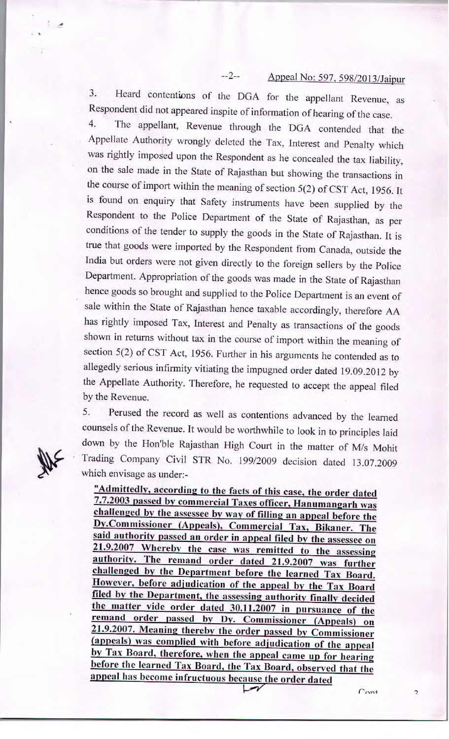Appeal No: 597, 598/2013/Jaipur

3. Heard contentions of the DGA for the appellant Revenue, as Respondent did not appeared inspite of information of hearing of the case.

4. The appellant, Revenue through the DGA contended that the Appellate Authority wrongly deleted the Tax, Interest and Penalty which was rightly imposed upon the Respondent as he concealed the tax liability, on the sale made in the State of Rajasthan but showing the transactions in the course of import within the meaning of section 5(2) of CST Act, 1956. It is found on enquiry that Safety instruments have been supplied by the Respondent to the Police Department of the State of Rajasthan, as per conditions of the tender to supply the goods in the State of Rajasthan. It is true that goods were imported by the Respondent from Canada, outside the India but orders were not given directly to the foreign sellers by the Police Department. Appropriation of the goods was made in the State of Rajasthan hence goods so brought and supplied to the Police Department is an event of sale within the State of Rajasthan hence taxable accordingly, therefore AA has rightly imposed Tax, Interest and Penalty as transactions of the goods shown in returns without tax in the course of import within the meaning of section 5(2) of CST Act, 1956. Further in his arguments he contended as to allegedly serious infirmity vitiating the impugned order dated 19.09.2012 by the Appellate Authority. Therefore, he requested to accept the appeal filed by the Revenue.

5. Perused the record as well as contentions advanced by the learned counsels of the Revenue. It would be worthwhile to look in to principles laid down by the Hon'ble Rajasthan High Court in the matter of M/s Mohit Trading Company Civil STR No. 199/2009 decision dated 13.07.2009 which envisage as under:-

**"Admittedly, according to the facts of this case, the order dated 7.7.2003 passed by commercial Taxes officer, Hanumangarh was challenged by the assessee by way of filling an appeal before the Dy.Commissioner (Appeals), Commercial Tax, Bikaner. The said authority passed an order in appeal filed by the assessee on 21.9.2007 Whereby the case was remitted to the assessing authority. The remand order dated 21.9.2007 was further challenged by the Department before the learned Tax Board. However, before adjudication of the appeal by the Tax Board filed by the Department, the assessing authority finally decided the matter vide order dated 30.11.2007 in pursuance of the remand order passed by Dy. Commissioner (Appeals) on 21.9.2007. Meaning thereby the order passed by Commissioner (appeals) was complied with before adjudication of the appeal by Tax Board, therefore, when the appeal came up for hearing before the learned Tax Board, the Tax Board, observed that the appeal has become infructuous because the order dated**

Cont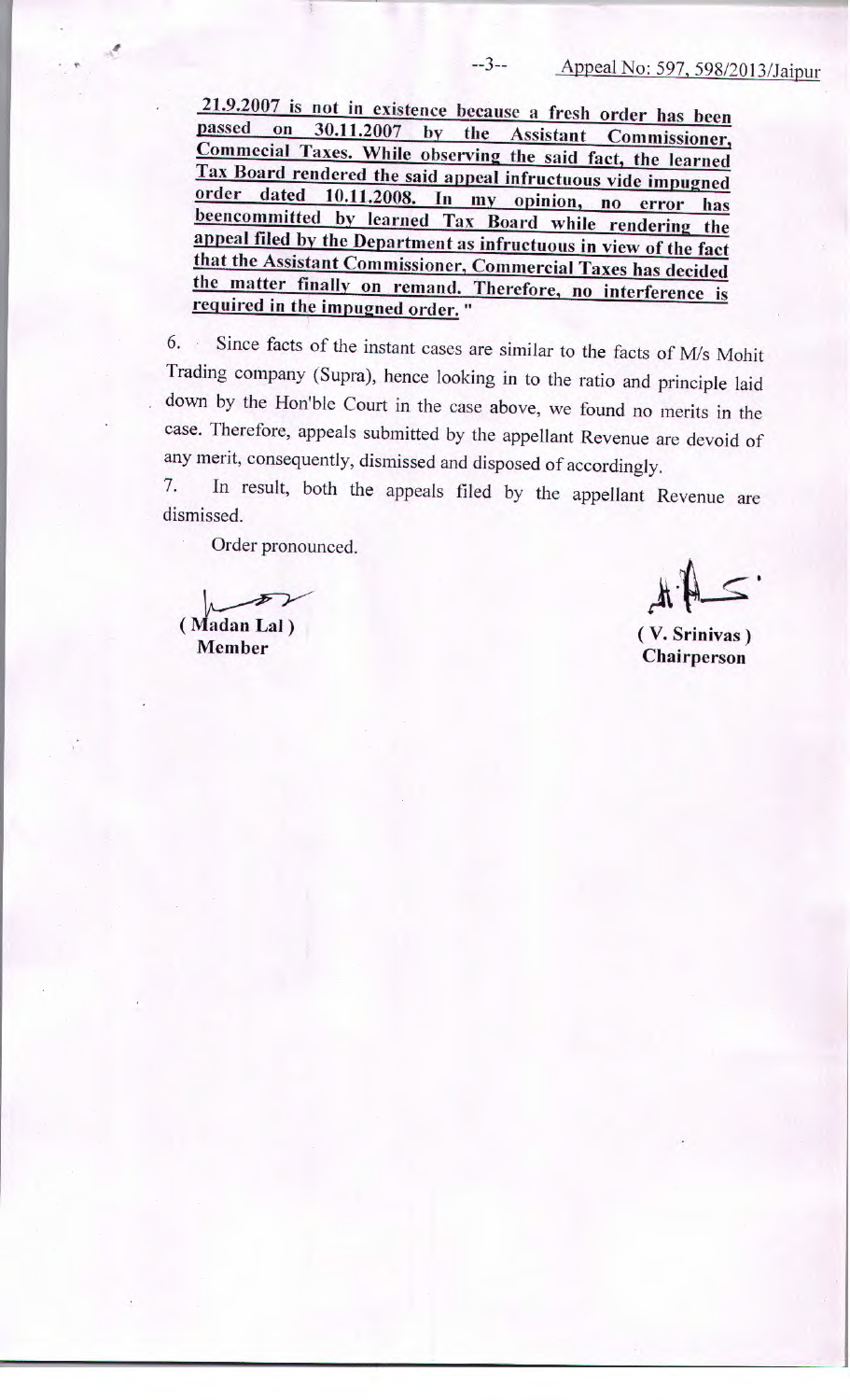21.9.2007 is not in existence because a fresh order has been passed on 30.11.2007 by the Assistant Commissioner, Commecial Taxes. While observing the said fact, the learned Tax Board rendered the said appeal infructuous vide impugned order dated 10.11.2008. In my opinion, no error has beencommitted by learned Tax Board while rendering the appeal filed by the Department as infructuous in view of the fact that the Assistant Commissioner, Commercial Taxes has decided the matter finally on remand. Therefore, no interference is required in the impugned order. "

6. Since facts of the instant cases are similar to the facts of M/s Mohit Trading company (Supra), hence looking in to the ratio and principle laid down by the Hon'ble Court in the case above, we found no merits in the case. Therefore, appeals submitted by the appellant Revenue are devoid of any merit, consequently, dismissed and disposed of accordingly.

7. In result, both the appeals filed by the appellant Revenue are dismissed.

Order pronounced.

**( Madan Lal )**
**Member**

**( V. Srinivas )**
**Chairperson**